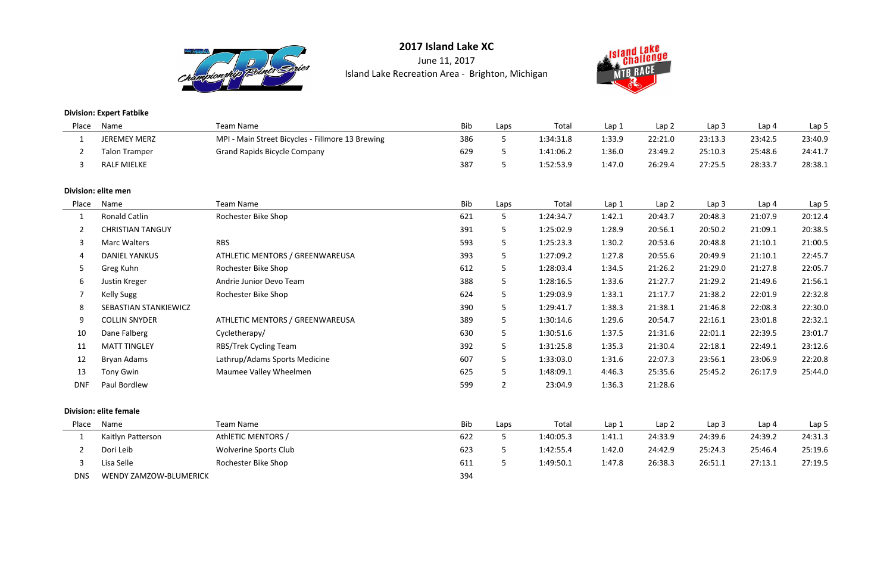# 2017 Island Lake XC

June 11, 2017

Island Lake Recreation Area - Brighton, Michigan

**Division: Expert Fatbike**

| Place | Name | Team Name | Bib | Laps | Total | Lap 1 | Lap 2 | Lap 3 | Lap 4 | Lap 5 |
|---|---|---|---|---|---|---|---|---|---|---|
| 1 | JEREMEY MERZ | MPI - Main Street Bicycles - Fillmore 13 Brewing | 386 | 5 | 1:34:31.8 | 1:33.9 | 22:21.0 | 23:13.3 | 23:42.5 | 23:40.9 |
| 2 | Talon Tramper | Grand Rapids Bicycle Company | 629 | 5 | 1:41:06.2 | 1:36.0 | 23:49.2 | 25:10.3 | 25:48.6 | 24:41.7 |
| 3 | RALF MIELKE | | 387 | 5 | 1:52:53.9 | 1:47.0 | 26:29.4 | 27:25.5 | 28:33.7 | 28:38.1 |

**Division: elite men**

| Place | Name | Team Name | Bib | Laps | Total | Lap 1 | Lap 2 | Lap 3 | Lap 4 | Lap 5 |
|---|---|---|---|---|---|---|---|---|---|---|
| 1 | Ronald Catlin | Rochester Bike Shop | 621 | 5 | 1:24:34.7 | 1:42.1 | 20:43.7 | 20:48.3 | 21:07.9 | 20:12.4 |
| 2 | CHRISTIAN TANGUY | | 391 | 5 | 1:25:02.9 | 1:28.9 | 20:56.1 | 20:50.2 | 21:09.1 | 20:38.5 |
| 3 | Marc Walters | RBS | 593 | 5 | 1:25:23.3 | 1:30.2 | 20:53.6 | 20:48.8 | 21:10.1 | 21:00.5 |
| 4 | DANIEL YANKUS | ATHLETIC MENTORS / GREENWAREUSA | 393 | 5 | 1:27:09.2 | 1:27.8 | 20:55.6 | 20:49.9 | 21:10.1 | 22:45.7 |
| 5 | Greg Kuhn | Rochester Bike Shop | 612 | 5 | 1:28:03.4 | 1:34.5 | 21:26.2 | 21:29.0 | 21:27.8 | 22:05.7 |
| 6 | Justin Kreger | Andrie Junior Devo Team | 388 | 5 | 1:28:16.5 | 1:33.6 | 21:27.7 | 21:29.2 | 21:49.6 | 21:56.1 |
| 7 | Kelly Sugg | Rochester Bike Shop | 624 | 5 | 1:29:03.9 | 1:33.1 | 21:17.7 | 21:38.2 | 22:01.9 | 22:32.8 |
| 8 | SEBASTIAN STANKIEWICZ | | 390 | 5 | 1:29:41.7 | 1:38.3 | 21:38.1 | 21:46.8 | 22:08.3 | 22:30.0 |
| 9 | COLLIN SNYDER | ATHLETIC MENTORS / GREENWAREUSA | 389 | 5 | 1:30:14.6 | 1:29.6 | 20:54.7 | 22:16.1 | 23:01.8 | 22:32.1 |
| 10 | Dane Falberg | Cycletherapy/ | 630 | 5 | 1:30:51.6 | 1:37.5 | 21:31.6 | 22:01.1 | 22:39.5 | 23:01.7 |
| 11 | MATT TINGLEY | RBS/Trek Cycling Team | 392 | 5 | 1:31:25.8 | 1:35.3 | 21:30.4 | 22:18.1 | 22:49.1 | 23:12.6 |
| 12 | Bryan Adams | Lathrup/Adams Sports Medicine | 607 | 5 | 1:33:03.0 | 1:31.6 | 22:07.3 | 23:56.1 | 23:06.9 | 22:20.8 |
| 13 | Tony Gwin | Maumee Valley Wheelmen | 625 | 5 | 1:48:09.1 | 4:46.3 | 25:35.6 | 25:45.2 | 26:17.9 | 25:44.0 |
| DNF | Paul Bordlew | | 599 | 2 | 23:04.9 | 1:36.3 | 21:28.6 | | | |

**Division: elite female**

| Place | Name | Team Name | Bib | Laps | Total | Lap 1 | Lap 2 | Lap 3 | Lap 4 | Lap 5 |
|---|---|---|---|---|---|---|---|---|---|---|
| 1 | Kaitlyn Patterson | AthlETIC MENTORS / | 622 | 5 | 1:40:05.3 | 1:41.1 | 24:33.9 | 24:39.6 | 24:39.2 | 24:31.3 |
| 2 | Dori Leib | Wolverine Sports Club | 623 | 5 | 1:42:55.4 | 1:42.0 | 24:42.9 | 25:24.3 | 25:46.4 | 25:19.6 |
| 3 | Lisa Selle | Rochester Bike Shop | 611 | 5 | 1:49:50.1 | 1:47.8 | 26:38.3 | 26:51.1 | 27:13.1 | 27:19.5 |
| DNS | WENDY ZAMZOW-BLUMERICK | | 394 | | | | | | | |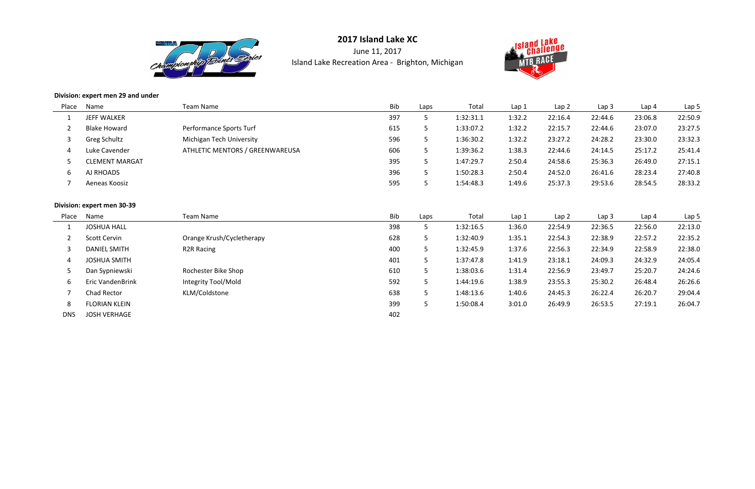# 2017 Island Lake XC

June 11, 2017

Island Lake Recreation Area - Brighton, Michigan

**Division: expert men 29 and under**

| Place | Name | Team Name | Bib | Laps | Total | Lap 1 | Lap 2 | Lap 3 | Lap 4 | Lap 5 |
|---|---|---|---|---|---|---|---|---|---|---|
| 1 | JEFF WALKER | | 397 | 5 | 1:32:31.1 | 1:32.2 | 22:16.4 | 22:44.6 | 23:06.8 | 22:50.9 |
| 2 | Blake Howard | Performance Sports Turf | 615 | 5 | 1:33:07.2 | 1:32.2 | 22:15.7 | 22:44.6 | 23:07.0 | 23:27.5 |
| 3 | Greg Schultz | Michigan Tech University | 596 | 5 | 1:36:30.2 | 1:32.2 | 23:27.2 | 24:28.2 | 23:30.0 | 23:32.3 |
| 4 | Luke Cavender | ATHLETIC MENTORS / GREENWAREUSA | 606 | 5 | 1:39:36.2 | 1:38.3 | 22:44.6 | 24:14.5 | 25:17.2 | 25:41.4 |
| 5 | CLEMENT MARGAT | | 395 | 5 | 1:47:29.7 | 2:50.4 | 24:58.6 | 25:36.3 | 26:49.0 | 27:15.1 |
| 6 | AJ RHOADS | | 396 | 5 | 1:50:28.3 | 2:50.4 | 24:52.0 | 26:41.6 | 28:23.4 | 27:40.8 |
| 7 | Aeneas Koosiz | | 595 | 5 | 1:54:48.3 | 1:49.6 | 25:37.3 | 29:53.6 | 28:54.5 | 28:33.2 |

**Division: expert men 30-39**

| Place | Name | Team Name | Bib | Laps | Total | Lap 1 | Lap 2 | Lap 3 | Lap 4 | Lap 5 |
|---|---|---|---|---|---|---|---|---|---|---|
| 1 | JOSHUA HALL | | 398 | 5 | 1:32:16.5 | 1:36.0 | 22:54.9 | 22:36.5 | 22:56.0 | 22:13.0 |
| 2 | Scott Cervin | Orange Krush/Cycletherapy | 628 | 5 | 1:32:40.9 | 1:35.1 | 22:54.3 | 22:38.9 | 22:57.2 | 22:35.2 |
| 3 | DANIEL SMITH | R2R Racing | 400 | 5 | 1:32:45.9 | 1:37.6 | 22:56.3 | 22:34.9 | 22:58.9 | 22:38.0 |
| 4 | JOSHUA SMITH | | 401 | 5 | 1:37:47.8 | 1:41.9 | 23:18.1 | 24:09.3 | 24:32.9 | 24:05.4 |
| 5 | Dan Sypniewski | Rochester Bike Shop | 610 | 5 | 1:38:03.6 | 1:31.4 | 22:56.9 | 23:49.7 | 25:20.7 | 24:24.6 |
| 6 | Eric VandenBrink | Integrity Tool/Mold | 592 | 5 | 1:44:19.6 | 1:38.9 | 23:55.3 | 25:30.2 | 26:48.4 | 26:26.6 |
| 7 | Chad Rector | KLM/Coldstone | 638 | 5 | 1:48:13.6 | 1:40.6 | 24:45.3 | 26:22.4 | 26:20.7 | 29:04.4 |
| 8 | FLORIAN KLEIN | | 399 | 5 | 1:50:08.4 | 3:01.0 | 26:49.9 | 26:53.5 | 27:19.1 | 26:04.7 |
| DNS | JOSH VERHAGE | | 402 | | | | | | | |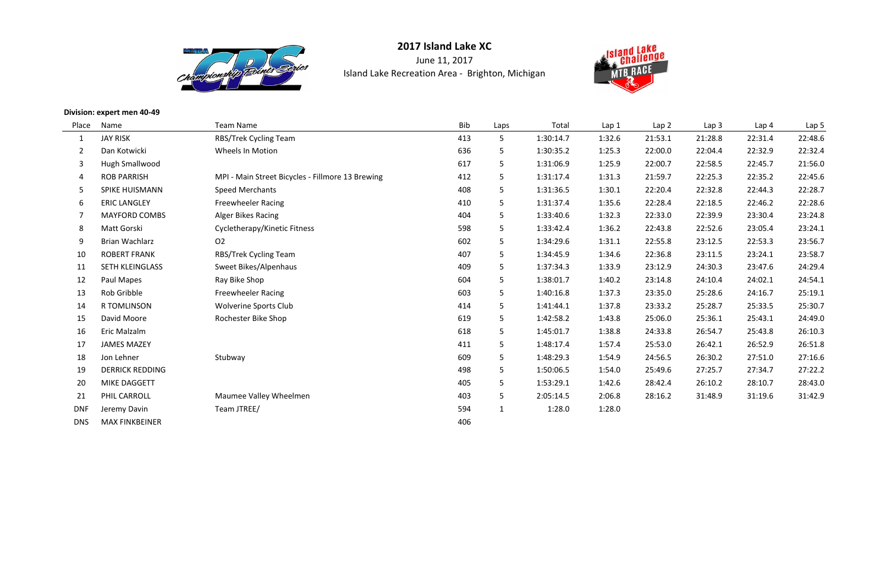# 2017 Island Lake XC

June 11, 2017

Island Lake Recreation Area - Brighton, Michigan

**Division: expert men 40-49**

| Place | Name | Team Name | Bib | Laps | Total | Lap 1 | Lap 2 | Lap 3 | Lap 4 | Lap 5 |
|---|---|---|---|---|---|---|---|---|---|---|
| 1 | JAY RISK | RBS/Trek Cycling Team | 413 | 5 | 1:30:14.7 | 1:32.6 | 21:53.1 | 21:28.8 | 22:31.4 | 22:48.6 |
| 2 | Dan Kotwicki | Wheels In Motion | 636 | 5 | 1:30:35.2 | 1:25.3 | 22:00.0 | 22:04.4 | 22:32.9 | 22:32.4 |
| 3 | Hugh Smallwood | | 617 | 5 | 1:31:06.9 | 1:25.9 | 22:00.7 | 22:58.5 | 22:45.7 | 21:56.0 |
| 4 | ROB PARRISH | MPI - Main Street Bicycles - Fillmore 13 Brewing | 412 | 5 | 1:31:17.4 | 1:31.3 | 21:59.7 | 22:25.3 | 22:35.2 | 22:45.6 |
| 5 | SPIKE HUISMANN | Speed Merchants | 408 | 5 | 1:31:36.5 | 1:30.1 | 22:20.4 | 22:32.8 | 22:44.3 | 22:28.7 |
| 6 | ERIC LANGLEY | Freewheeler Racing | 410 | 5 | 1:31:37.4 | 1:35.6 | 22:28.4 | 22:18.5 | 22:46.2 | 22:28.6 |
| 7 | MAYFORD COMBS | Alger Bikes Racing | 404 | 5 | 1:33:40.6 | 1:32.3 | 22:33.0 | 22:39.9 | 23:30.4 | 23:24.8 |
| 8 | Matt Gorski | Cycletherapy/Kinetic Fitness | 598 | 5 | 1:33:42.4 | 1:36.2 | 22:43.8 | 22:52.6 | 23:05.4 | 23:24.1 |
| 9 | Brian Wachlarz | O2 | 602 | 5 | 1:34:29.6 | 1:31.1 | 22:55.8 | 23:12.5 | 22:53.3 | 23:56.7 |
| 10 | ROBERT FRANK | RBS/Trek Cycling Team | 407 | 5 | 1:34:45.9 | 1:34.6 | 22:36.8 | 23:11.5 | 23:24.1 | 23:58.7 |
| 11 | SETH KLEINGLASS | Sweet Bikes/Alpenhaus | 409 | 5 | 1:37:34.3 | 1:33.9 | 23:12.9 | 24:30.3 | 23:47.6 | 24:29.4 |
| 12 | Paul Mapes | Ray Bike Shop | 604 | 5 | 1:38:01.7 | 1:40.2 | 23:14.8 | 24:10.4 | 24:02.1 | 24:54.1 |
| 13 | Rob Gribble | Freewheeler Racing | 603 | 5 | 1:40:16.8 | 1:37.3 | 23:35.0 | 25:28.6 | 24:16.7 | 25:19.1 |
| 14 | R TOMLINSON | Wolverine Sports Club | 414 | 5 | 1:41:44.1 | 1:37.8 | 23:33.2 | 25:28.7 | 25:33.5 | 25:30.7 |
| 15 | David Moore | Rochester Bike Shop | 619 | 5 | 1:42:58.2 | 1:43.8 | 25:06.0 | 25:36.1 | 25:43.1 | 24:49.0 |
| 16 | Eric Malzalm | | 618 | 5 | 1:45:01.7 | 1:38.8 | 24:33.8 | 26:54.7 | 25:43.8 | 26:10.3 |
| 17 | JAMES MAZEY | | 411 | 5 | 1:48:17.4 | 1:57.4 | 25:53.0 | 26:42.1 | 26:52.9 | 26:51.8 |
| 18 | Jon Lehner | Stubway | 609 | 5 | 1:48:29.3 | 1:54.9 | 24:56.5 | 26:30.2 | 27:51.0 | 27:16.6 |
| 19 | DERRICK REDDING | | 498 | 5 | 1:50:06.5 | 1:54.0 | 25:49.6 | 27:25.7 | 27:34.7 | 27:22.2 |
| 20 | MIKE DAGGETT | | 405 | 5 | 1:53:29.1 | 1:42.6 | 28:42.4 | 26:10.2 | 28:10.7 | 28:43.0 |
| 21 | PHIL CARROLL | Maumee Valley Wheelmen | 403 | 5 | 2:05:14.5 | 2:06.8 | 28:16.2 | 31:48.9 | 31:19.6 | 31:42.9 |
| DNF | Jeremy Davin | Team JTREE/ | 594 | 1 | 1:28.0 | 1:28.0 | | | | |
| DNS | MAX FINKBEINER | | 406 | | | | | | | |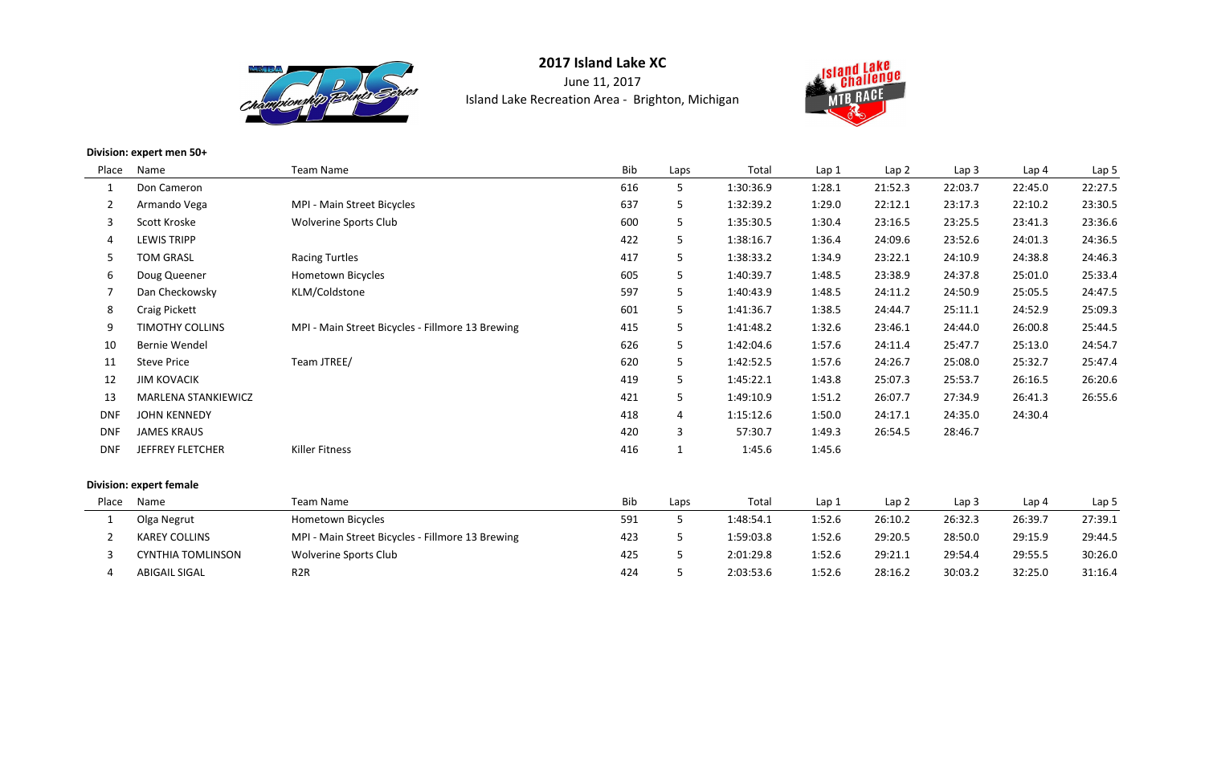# 2017 Island Lake XC

June 11, 2017

Island Lake Recreation Area - Brighton, Michigan

**Division: expert men 50+**

| Place | Name | Team Name | Bib | Laps | Total | Lap 1 | Lap 2 | Lap 3 | Lap 4 | Lap 5 |
|---|---|---|---|---|---|---|---|---|---|---|
| 1 | Don Cameron | | 616 | 5 | 1:30:36.9 | 1:28.1 | 21:52.3 | 22:03.7 | 22:45.0 | 22:27.5 |
| 2 | Armando Vega | MPI - Main Street Bicycles | 637 | 5 | 1:32:39.2 | 1:29.0 | 22:12.1 | 23:17.3 | 22:10.2 | 23:30.5 |
| 3 | Scott Kroske | Wolverine Sports Club | 600 | 5 | 1:35:30.5 | 1:30.4 | 23:16.5 | 23:25.5 | 23:41.3 | 23:36.6 |
| 4 | LEWIS TRIPP | | 422 | 5 | 1:38:16.7 | 1:36.4 | 24:09.6 | 23:52.6 | 24:01.3 | 24:36.5 |
| 5 | TOM GRASL | Racing Turtles | 417 | 5 | 1:38:33.2 | 1:34.9 | 23:22.1 | 24:10.9 | 24:38.8 | 24:46.3 |
| 6 | Doug Queener | Hometown Bicycles | 605 | 5 | 1:40:39.7 | 1:48.5 | 23:38.9 | 24:37.8 | 25:01.0 | 25:33.4 |
| 7 | Dan Checkowsky | KLM/Coldstone | 597 | 5 | 1:40:43.9 | 1:48.5 | 24:11.2 | 24:50.9 | 25:05.5 | 24:47.5 |
| 8 | Craig Pickett | | 601 | 5 | 1:41:36.7 | 1:38.5 | 24:44.7 | 25:11.1 | 24:52.9 | 25:09.3 |
| 9 | TIMOTHY COLLINS | MPI - Main Street Bicycles - Fillmore 13 Brewing | 415 | 5 | 1:41:48.2 | 1:32.6 | 23:46.1 | 24:44.0 | 26:00.8 | 25:44.5 |
| 10 | Bernie Wendel | | 626 | 5 | 1:42:04.6 | 1:57.6 | 24:11.4 | 25:47.7 | 25:13.0 | 24:54.7 |
| 11 | Steve Price | Team JTREE/ | 620 | 5 | 1:42:52.5 | 1:57.6 | 24:26.7 | 25:08.0 | 25:32.7 | 25:47.4 |
| 12 | JIM KOVACIK | | 419 | 5 | 1:45:22.1 | 1:43.8 | 25:07.3 | 25:53.7 | 26:16.5 | 26:20.6 |
| 13 | MARLENA STANKIEWICZ | | 421 | 5 | 1:49:10.9 | 1:51.2 | 26:07.7 | 27:34.9 | 26:41.3 | 26:55.6 |
| DNF | JOHN KENNEDY | | 418 | 4 | 1:15:12.6 | 1:50.0 | 24:17.1 | 24:35.0 | 24:30.4 | |
| DNF | JAMES KRAUS | | 420 | 3 | 57:30.7 | 1:49.3 | 26:54.5 | 28:46.7 | | |
| DNF | JEFFREY FLETCHER | Killer Fitness | 416 | 1 | 1:45.6 | 1:45.6 | | | | |

**Division: expert female**

| Place | Name | Team Name | Bib | Laps | Total | Lap 1 | Lap 2 | Lap 3 | Lap 4 | Lap 5 |
|---|---|---|---|---|---|---|---|---|---|---|
| 1 | Olga Negrut | Hometown Bicycles | 591 | 5 | 1:48:54.1 | 1:52.6 | 26:10.2 | 26:32.3 | 26:39.7 | 27:39.1 |
| 2 | KAREY COLLINS | MPI - Main Street Bicycles - Fillmore 13 Brewing | 423 | 5 | 1:59:03.8 | 1:52.6 | 29:20.5 | 28:50.0 | 29:15.9 | 29:44.5 |
| 3 | CYNTHIA TOMLINSON | Wolverine Sports Club | 425 | 5 | 2:01:29.8 | 1:52.6 | 29:21.1 | 29:54.4 | 29:55.5 | 30:26.0 |
| 4 | ABIGAIL SIGAL | R2R | 424 | 5 | 2:03:53.6 | 1:52.6 | 28:16.2 | 30:03.2 | 32:25.0 | 31:16.4 |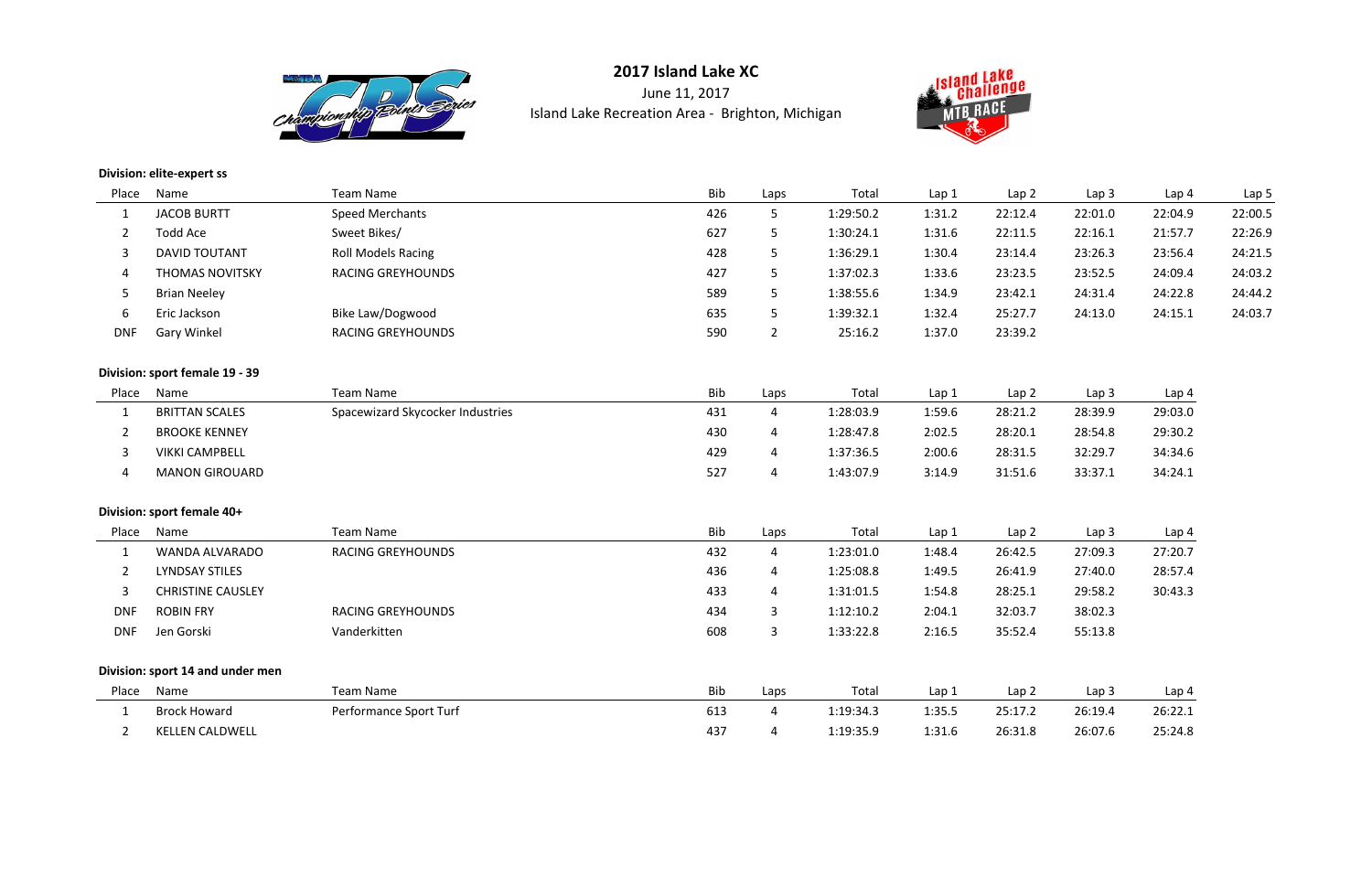# 2017 Island Lake XC

June 11, 2017

Island Lake Recreation Area - Brighton, Michigan

**Division: elite-expert ss**

| Place | Name | Team Name | Bib | Laps | Total | Lap 1 | Lap 2 | Lap 3 | Lap 4 | Lap 5 |
|---|---|---|---|---|---|---|---|---|---|---|
| 1 | JACOB BURTT | Speed Merchants | 426 | 5 | 1:29:50.2 | 1:31.2 | 22:12.4 | 22:01.0 | 22:04.9 | 22:00.5 |
| 2 | Todd Ace | Sweet Bikes/ | 627 | 5 | 1:30:24.1 | 1:31.6 | 22:11.5 | 22:16.1 | 21:57.7 | 22:26.9 |
| 3 | DAVID TOUTANT | Roll Models Racing | 428 | 5 | 1:36:29.1 | 1:30.4 | 23:14.4 | 23:26.3 | 23:56.4 | 24:21.5 |
| 4 | THOMAS NOVITSKY | RACING GREYHOUNDS | 427 | 5 | 1:37:02.3 | 1:33.6 | 23:23.5 | 23:52.5 | 24:09.4 | 24:03.2 |
| 5 | Brian Neeley | | 589 | 5 | 1:38:55.6 | 1:34.9 | 23:42.1 | 24:31.4 | 24:22.8 | 24:44.2 |
| 6 | Eric Jackson | Bike Law/Dogwood | 635 | 5 | 1:39:32.1 | 1:32.4 | 25:27.7 | 24:13.0 | 24:15.1 | 24:03.7 |
| DNF | Gary Winkel | RACING GREYHOUNDS | 590 | 2 | 25:16.2 | 1:37.0 | 23:39.2 | | | |

**Division: sport female 19 - 39**

| Place | Name | Team Name | Bib | Laps | Total | Lap 1 | Lap 2 | Lap 3 | Lap 4 |
|---|---|---|---|---|---|---|---|---|---|
| 1 | BRITTAN SCALES | Spacewizard Skycocker Industries | 431 | 4 | 1:28:03.9 | 1:59.6 | 28:21.2 | 28:39.9 | 29:03.0 |
| 2 | BROOKE KENNEY | | 430 | 4 | 1:28:47.8 | 2:02.5 | 28:20.1 | 28:54.8 | 29:30.2 |
| 3 | VIKKI CAMPBELL | | 429 | 4 | 1:37:36.5 | 2:00.6 | 28:31.5 | 32:29.7 | 34:34.6 |
| 4 | MANON GIROUARD | | 527 | 4 | 1:43:07.9 | 3:14.9 | 31:51.6 | 33:37.1 | 34:24.1 |

**Division: sport female 40+**

| Place | Name | Team Name | Bib | Laps | Total | Lap 1 | Lap 2 | Lap 3 | Lap 4 |
|---|---|---|---|---|---|---|---|---|---|
| 1 | WANDA ALVARADO | RACING GREYHOUNDS | 432 | 4 | 1:23:01.0 | 1:48.4 | 26:42.5 | 27:09.3 | 27:20.7 |
| 2 | LYNDSAY STILES | | 436 | 4 | 1:25:08.8 | 1:49.5 | 26:41.9 | 27:40.0 | 28:57.4 |
| 3 | CHRISTINE CAUSLEY | | 433 | 4 | 1:31:01.5 | 1:54.8 | 28:25.1 | 29:58.2 | 30:43.3 |
| DNF | ROBIN FRY | RACING GREYHOUNDS | 434 | 3 | 1:12:10.2 | 2:04.1 | 32:03.7 | 38:02.3 | |
| DNF | Jen Gorski | Vanderkitten | 608 | 3 | 1:33:22.8 | 2:16.5 | 35:52.4 | 55:13.8 | |

**Division: sport 14 and under men**

| Place | Name | Team Name | Bib | Laps | Total | Lap 1 | Lap 2 | Lap 3 | Lap 4 |
|---|---|---|---|---|---|---|---|---|---|
| 1 | Brock Howard | Performance Sport Turf | 613 | 4 | 1:19:34.3 | 1:35.5 | 25:17.2 | 26:19.4 | 26:22.1 |
| 2 | KELLEN CALDWELL | | 437 | 4 | 1:19:35.9 | 1:31.6 | 26:31.8 | 26:07.6 | 25:24.8 |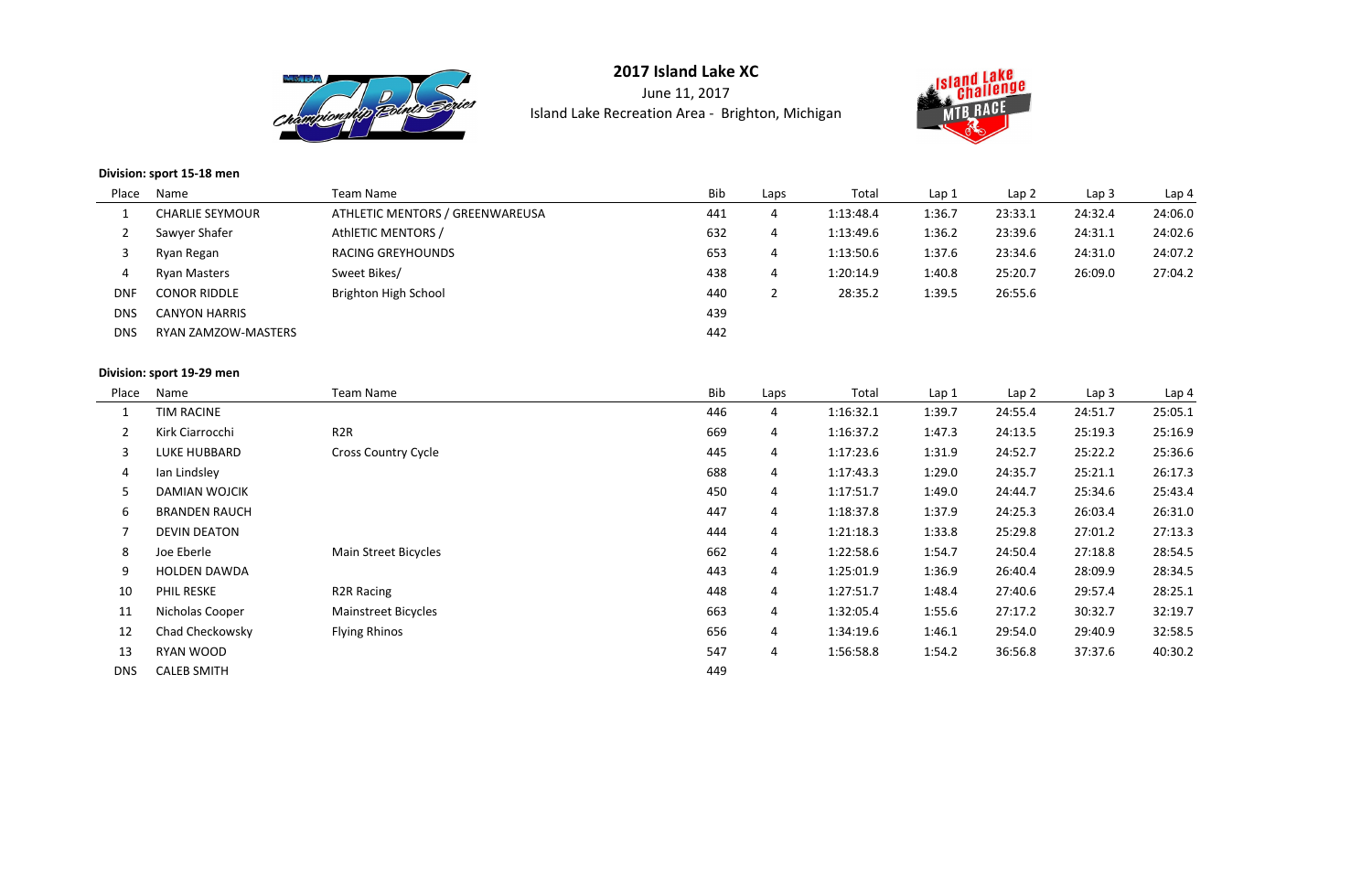## 2017 Island Lake XC

June 11, 2017

Island Lake Recreation Area - Brighton, Michigan

**Division: sport 15-18 men**

| Place | Name | Team Name | Bib | Laps | Total | Lap 1 | Lap 2 | Lap 3 | Lap 4 |
|---|---|---|---|---|---|---|---|---|---|
| 1 | CHARLIE SEYMOUR | ATHLETIC MENTORS / GREENWAREUSA | 441 | 4 | 1:13:48.4 | 1:36.7 | 23:33.1 | 24:32.4 | 24:06.0 |
| 2 | Sawyer Shafer | AthlETIC MENTORS / | 632 | 4 | 1:13:49.6 | 1:36.2 | 23:39.6 | 24:31.1 | 24:02.6 |
| 3 | Ryan Regan | RACING GREYHOUNDS | 653 | 4 | 1:13:50.6 | 1:37.6 | 23:34.6 | 24:31.0 | 24:07.2 |
| 4 | Ryan Masters | Sweet Bikes/ | 438 | 4 | 1:20:14.9 | 1:40.8 | 25:20.7 | 26:09.0 | 27:04.2 |
| DNF | CONOR RIDDLE | Brighton High School | 440 | 2 | 28:35.2 | 1:39.5 | 26:55.6 | | |
| DNS | CANYON HARRIS | | 439 | | | | | | |
| DNS | RYAN ZAMZOW-MASTERS | | 442 | | | | | | |

**Division: sport 19-29 men**

| Place | Name | Team Name | Bib | Laps | Total | Lap 1 | Lap 2 | Lap 3 | Lap 4 |
|---|---|---|---|---|---|---|---|---|---|
| 1 | TIM RACINE | | 446 | 4 | 1:16:32.1 | 1:39.7 | 24:55.4 | 24:51.7 | 25:05.1 |
| 2 | Kirk Ciarrocchi | R2R | 669 | 4 | 1:16:37.2 | 1:47.3 | 24:13.5 | 25:19.3 | 25:16.9 |
| 3 | LUKE HUBBARD | Cross Country Cycle | 445 | 4 | 1:17:23.6 | 1:31.9 | 24:52.7 | 25:22.2 | 25:36.6 |
| 4 | Ian Lindsley | | 688 | 4 | 1:17:43.3 | 1:29.0 | 24:35.7 | 25:21.1 | 26:17.3 |
| 5 | DAMIAN WOJCIK | | 450 | 4 | 1:17:51.7 | 1:49.0 | 24:44.7 | 25:34.6 | 25:43.4 |
| 6 | BRANDEN RAUCH | | 447 | 4 | 1:18:37.8 | 1:37.9 | 24:25.3 | 26:03.4 | 26:31.0 |
| 7 | DEVIN DEATON | | 444 | 4 | 1:21:18.3 | 1:33.8 | 25:29.8 | 27:01.2 | 27:13.3 |
| 8 | Joe Eberle | Main Street Bicycles | 662 | 4 | 1:22:58.6 | 1:54.7 | 24:50.4 | 27:18.8 | 28:54.5 |
| 9 | HOLDEN DAWDA | | 443 | 4 | 1:25:01.9 | 1:36.9 | 26:40.4 | 28:09.9 | 28:34.5 |
| 10 | PHIL RESKE | R2R Racing | 448 | 4 | 1:27:51.7 | 1:48.4 | 27:40.6 | 29:57.4 | 28:25.1 |
| 11 | Nicholas Cooper | Mainstreet Bicycles | 663 | 4 | 1:32:05.4 | 1:55.6 | 27:17.2 | 30:32.7 | 32:19.7 |
| 12 | Chad Checkowsky | Flying Rhinos | 656 | 4 | 1:34:19.6 | 1:46.1 | 29:54.0 | 29:40.9 | 32:58.5 |
| 13 | RYAN WOOD | | 547 | 4 | 1:56:58.8 | 1:54.2 | 36:56.8 | 37:37.6 | 40:30.2 |
| DNS | CALEB SMITH | | 449 | | | | | | |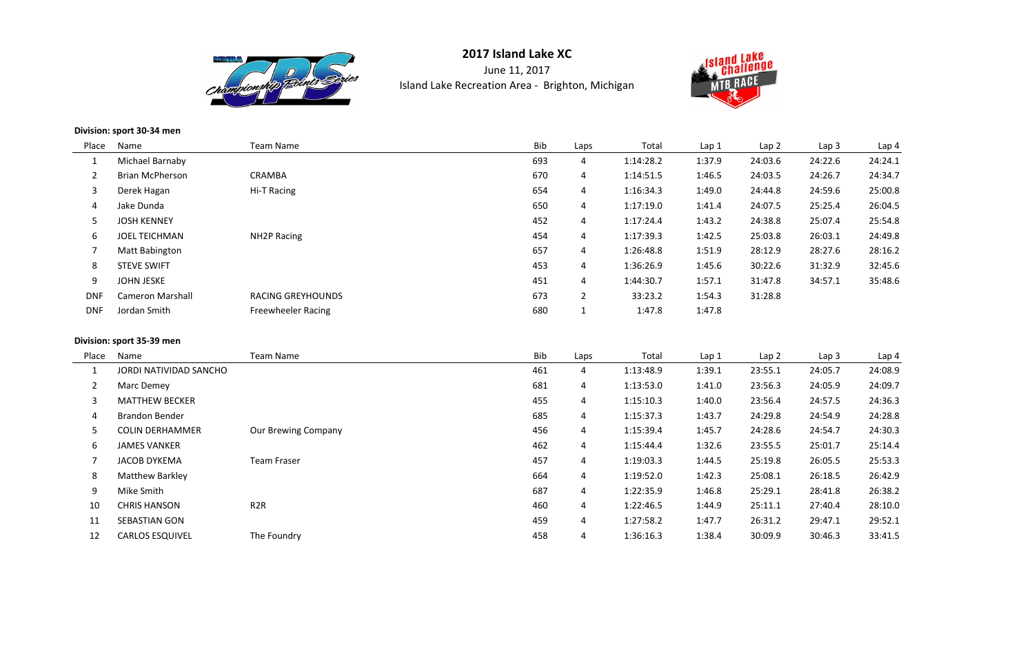# 2017 Island Lake XC

June 11, 2017

Island Lake Recreation Area - Brighton, Michigan

**Division: sport 30-34 men**

| Place | Name | Team Name | Bib | Laps | Total | Lap 1 | Lap 2 | Lap 3 | Lap 4 |
|---|---|---|---|---|---|---|---|---|---|
| 1 | Michael Barnaby | | 693 | 4 | 1:14:28.2 | 1:37.9 | 24:03.6 | 24:22.6 | 24:24.1 |
| 2 | Brian McPherson | CRAMBA | 670 | 4 | 1:14:51.5 | 1:46.5 | 24:03.5 | 24:26.7 | 24:34.7 |
| 3 | Derek Hagan | Hi-T Racing | 654 | 4 | 1:16:34.3 | 1:49.0 | 24:44.8 | 24:59.6 | 25:00.8 |
| 4 | Jake Dunda | | 650 | 4 | 1:17:19.0 | 1:41.4 | 24:07.5 | 25:25.4 | 26:04.5 |
| 5 | JOSH KENNEY | | 452 | 4 | 1:17:24.4 | 1:43.2 | 24:38.8 | 25:07.4 | 25:54.8 |
| 6 | JOEL TEICHMAN | NH2P Racing | 454 | 4 | 1:17:39.3 | 1:42.5 | 25:03.8 | 26:03.1 | 24:49.8 |
| 7 | Matt Babington | | 657 | 4 | 1:26:48.8 | 1:51.9 | 28:12.9 | 28:27.6 | 28:16.2 |
| 8 | STEVE SWIFT | | 453 | 4 | 1:36:26.9 | 1:45.6 | 30:22.6 | 31:32.9 | 32:45.6 |
| 9 | JOHN JESKE | | 451 | 4 | 1:44:30.7 | 1:57.1 | 31:47.8 | 34:57.1 | 35:48.6 |
| DNF | Cameron Marshall | RACING GREYHOUNDS | 673 | 2 | 33:23.2 | 1:54.3 | 31:28.8 | | |
| DNF | Jordan Smith | Freewheeler Racing | 680 | 1 | 1:47.8 | 1:47.8 | | | |

**Division: sport 35-39 men**

| Place | Name | Team Name | Bib | Laps | Total | Lap 1 | Lap 2 | Lap 3 | Lap 4 |
|---|---|---|---|---|---|---|---|---|---|
| 1 | JORDI NATIVIDAD SANCHO | | 461 | 4 | 1:13:48.9 | 1:39.1 | 23:55.1 | 24:05.7 | 24:08.9 |
| 2 | Marc Demey | | 681 | 4 | 1:13:53.0 | 1:41.0 | 23:56.3 | 24:05.9 | 24:09.7 |
| 3 | MATTHEW BECKER | | 455 | 4 | 1:15:10.3 | 1:40.0 | 23:56.4 | 24:57.5 | 24:36.3 |
| 4 | Brandon Bender | | 685 | 4 | 1:15:37.3 | 1:43.7 | 24:29.8 | 24:54.9 | 24:28.8 |
| 5 | COLIN DERHAMMER | Our Brewing Company | 456 | 4 | 1:15:39.4 | 1:45.7 | 24:28.6 | 24:54.7 | 24:30.3 |
| 6 | JAMES VANKER | | 462 | 4 | 1:15:44.4 | 1:32.6 | 23:55.5 | 25:01.7 | 25:14.4 |
| 7 | JACOB DYKEMA | Team Fraser | 457 | 4 | 1:19:03.3 | 1:44.5 | 25:19.8 | 26:05.5 | 25:53.3 |
| 8 | Matthew Barkley | | 664 | 4 | 1:19:52.0 | 1:42.3 | 25:08.1 | 26:18.5 | 26:42.9 |
| 9 | Mike Smith | | 687 | 4 | 1:22:35.9 | 1:46.8 | 25:29.1 | 28:41.8 | 26:38.2 |
| 10 | CHRIS HANSON | R2R | 460 | 4 | 1:22:46.5 | 1:44.9 | 25:11.1 | 27:40.4 | 28:10.0 |
| 11 | SEBASTIAN GON | | 459 | 4 | 1:27:58.2 | 1:47.7 | 26:31.2 | 29:47.1 | 29:52.1 |
| 12 | CARLOS ESQUIVEL | The Foundry | 458 | 4 | 1:36:16.3 | 1:38.4 | 30:09.9 | 30:46.3 | 33:41.5 |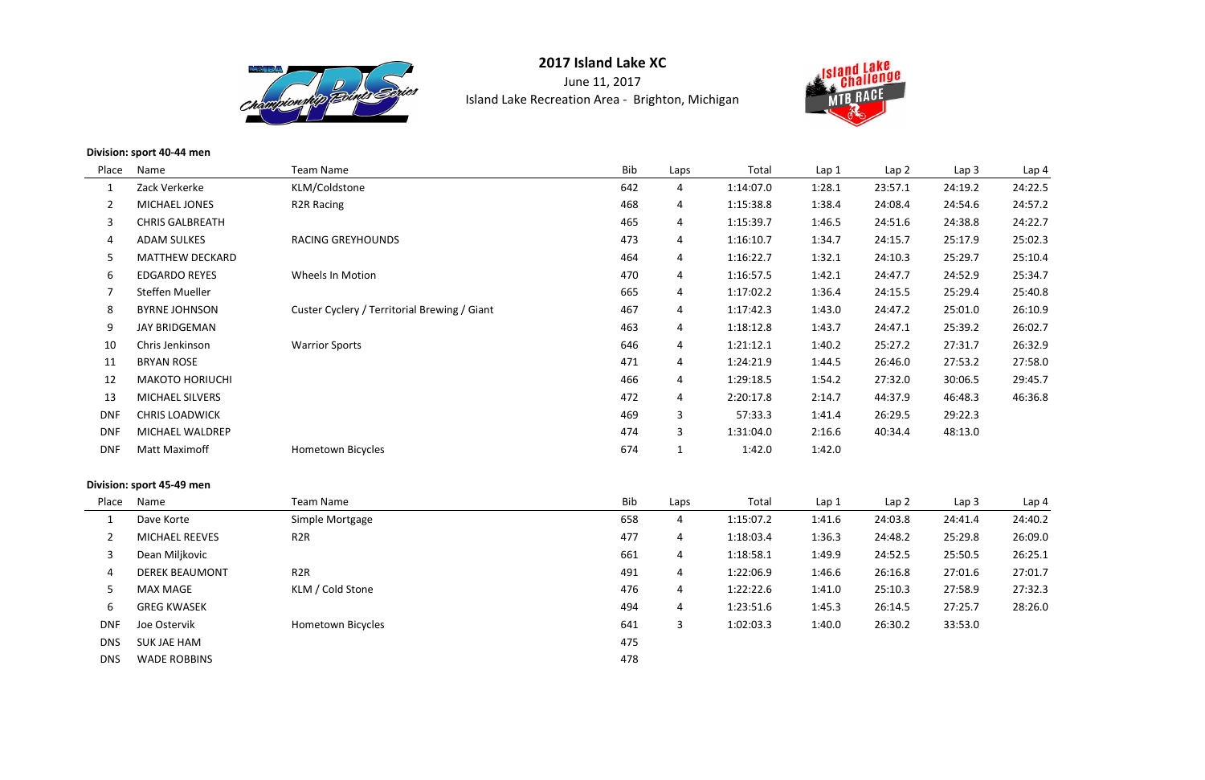# 2017 Island Lake XC

June 11, 2017

Island Lake Recreation Area - Brighton, Michigan

**Division: sport 40-44 men**

| Place | Name | Team Name | Bib | Laps | Total | Lap 1 | Lap 2 | Lap 3 | Lap 4 |
|---|---|---|---|---|---|---|---|---|---|
| 1 | Zack Verkerke | KLM/Coldstone | 642 | 4 | 1:14:07.0 | 1:28.1 | 23:57.1 | 24:19.2 | 24:22.5 |
| 2 | MICHAEL JONES | R2R Racing | 468 | 4 | 1:15:38.8 | 1:38.4 | 24:08.4 | 24:54.6 | 24:57.2 |
| 3 | CHRIS GALBREATH | | 465 | 4 | 1:15:39.7 | 1:46.5 | 24:51.6 | 24:38.8 | 24:22.7 |
| 4 | ADAM SULKES | RACING GREYHOUNDS | 473 | 4 | 1:16:10.7 | 1:34.7 | 24:15.7 | 25:17.9 | 25:02.3 |
| 5 | MATTHEW DECKARD | | 464 | 4 | 1:16:22.7 | 1:32.1 | 24:10.3 | 25:29.7 | 25:10.4 |
| 6 | EDGARDO REYES | Wheels In Motion | 470 | 4 | 1:16:57.5 | 1:42.1 | 24:47.7 | 24:52.9 | 25:34.7 |
| 7 | Steffen Mueller | | 665 | 4 | 1:17:02.2 | 1:36.4 | 24:15.5 | 25:29.4 | 25:40.8 |
| 8 | BYRNE JOHNSON | Custer Cyclery / Territorial Brewing / Giant | 467 | 4 | 1:17:42.3 | 1:43.0 | 24:47.2 | 25:01.0 | 26:10.9 |
| 9 | JAY BRIDGEMAN | | 463 | 4 | 1:18:12.8 | 1:43.7 | 24:47.1 | 25:39.2 | 26:02.7 |
| 10 | Chris Jenkinson | Warrior Sports | 646 | 4 | 1:21:12.1 | 1:40.2 | 25:27.2 | 27:31.7 | 26:32.9 |
| 11 | BRYAN ROSE | | 471 | 4 | 1:24:21.9 | 1:44.5 | 26:46.0 | 27:53.2 | 27:58.0 |
| 12 | MAKOTO HORIUCHI | | 466 | 4 | 1:29:18.5 | 1:54.2 | 27:32.0 | 30:06.5 | 29:45.7 |
| 13 | MICHAEL SILVERS | | 472 | 4 | 2:20:17.8 | 2:14.7 | 44:37.9 | 46:48.3 | 46:36.8 |
| DNF | CHRIS LOADWICK | | 469 | 3 | 57:33.3 | 1:41.4 | 26:29.5 | 29:22.3 | |
| DNF | MICHAEL WALDREP | | 474 | 3 | 1:31:04.0 | 2:16.6 | 40:34.4 | 48:13.0 | |
| DNF | Matt Maximoff | Hometown Bicycles | 674 | 1 | 1:42.0 | 1:42.0 | | | |

**Division: sport 45-49 men**

| Place | Name | Team Name | Bib | Laps | Total | Lap 1 | Lap 2 | Lap 3 | Lap 4 |
|---|---|---|---|---|---|---|---|---|---|
| 1 | Dave Korte | Simple Mortgage | 658 | 4 | 1:15:07.2 | 1:41.6 | 24:03.8 | 24:41.4 | 24:40.2 |
| 2 | MICHAEL REEVES | R2R | 477 | 4 | 1:18:03.4 | 1:36.3 | 24:48.2 | 25:29.8 | 26:09.0 |
| 3 | Dean Miljkovic | | 661 | 4 | 1:18:58.1 | 1:49.9 | 24:52.5 | 25:50.5 | 26:25.1 |
| 4 | DEREK BEAUMONT | R2R | 491 | 4 | 1:22:06.9 | 1:46.6 | 26:16.8 | 27:01.6 | 27:01.7 |
| 5 | MAX MAGE | KLM / Cold Stone | 476 | 4 | 1:22:22.6 | 1:41.0 | 25:10.3 | 27:58.9 | 27:32.3 |
| 6 | GREG KWASEK | | 494 | 4 | 1:23:51.6 | 1:45.3 | 26:14.5 | 27:25.7 | 28:26.0 |
| DNF | Joe Ostervik | Hometown Bicycles | 641 | 3 | 1:02:03.3 | 1:40.0 | 26:30.2 | 33:53.0 | |
| DNS | SUK JAE HAM | | 475 | | | | | | |
| DNS | WADE ROBBINS | | 478 | | | | | | |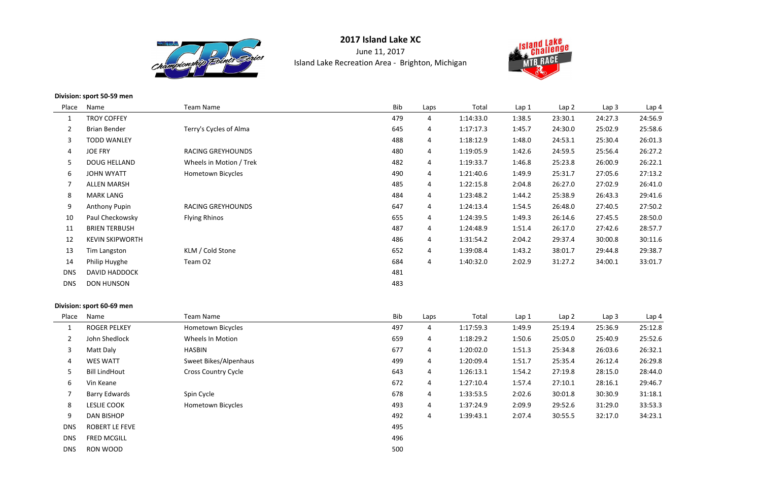# 2017 Island Lake XC

June 11, 2017

Island Lake Recreation Area - Brighton, Michigan

**Division: sport 50-59 men**

| Place | Name | Team Name | Bib | Laps | Total | Lap 1 | Lap 2 | Lap 3 | Lap 4 |
|---|---|---|---|---|---|---|---|---|---|
| 1 | TROY COFFEY | | 479 | 4 | 1:14:33.0 | 1:38.5 | 23:30.1 | 24:27.3 | 24:56.9 |
| 2 | Brian Bender | Terry's Cycles of Alma | 645 | 4 | 1:17:17.3 | 1:45.7 | 24:30.0 | 25:02.9 | 25:58.6 |
| 3 | TODD WANLEY | | 488 | 4 | 1:18:12.9 | 1:48.0 | 24:53.1 | 25:30.4 | 26:01.3 |
| 4 | JOE FRY | RACING GREYHOUNDS | 480 | 4 | 1:19:05.9 | 1:42.6 | 24:59.5 | 25:56.4 | 26:27.2 |
| 5 | DOUG HELLAND | Wheels in Motion / Trek | 482 | 4 | 1:19:33.7 | 1:46.8 | 25:23.8 | 26:00.9 | 26:22.1 |
| 6 | JOHN WYATT | Hometown Bicycles | 490 | 4 | 1:21:40.6 | 1:49.9 | 25:31.7 | 27:05.6 | 27:13.2 |
| 7 | ALLEN MARSH | | 485 | 4 | 1:22:15.8 | 2:04.8 | 26:27.0 | 27:02.9 | 26:41.0 |
| 8 | MARK LANG | | 484 | 4 | 1:23:48.2 | 1:44.2 | 25:38.9 | 26:43.3 | 29:41.6 |
| 9 | Anthony Pupin | RACING GREYHOUNDS | 647 | 4 | 1:24:13.4 | 1:54.5 | 26:48.0 | 27:40.5 | 27:50.2 |
| 10 | Paul Checkowsky | Flying Rhinos | 655 | 4 | 1:24:39.5 | 1:49.3 | 26:14.6 | 27:45.5 | 28:50.0 |
| 11 | BRIEN TERBUSH | | 487 | 4 | 1:24:48.9 | 1:51.4 | 26:17.0 | 27:42.6 | 28:57.7 |
| 12 | KEVIN SKIPWORTH | | 486 | 4 | 1:31:54.2 | 2:04.2 | 29:37.4 | 30:00.8 | 30:11.6 |
| 13 | Tim Langston | KLM / Cold Stone | 652 | 4 | 1:39:08.4 | 1:43.2 | 38:01.7 | 29:44.8 | 29:38.7 |
| 14 | Philip Huyghe | Team O2 | 684 | 4 | 1:40:32.0 | 2:02.9 | 31:27.2 | 34:00.1 | 33:01.7 |
| DNS | DAVID HADDOCK | | 481 | | | | | | |
| DNS | DON HUNSON | | 483 | | | | | | |

**Division: sport 60-69 men**

| Place | Name | Team Name | Bib | Laps | Total | Lap 1 | Lap 2 | Lap 3 | Lap 4 |
|---|---|---|---|---|---|---|---|---|---|
| 1 | ROGER PELKEY | Hometown Bicycles | 497 | 4 | 1:17:59.3 | 1:49.9 | 25:19.4 | 25:36.9 | 25:12.8 |
| 2 | John Shedlock | Wheels In Motion | 659 | 4 | 1:18:29.2 | 1:50.6 | 25:05.0 | 25:40.9 | 25:52.6 |
| 3 | Matt Daly | HASBIN | 677 | 4 | 1:20:02.0 | 1:51.3 | 25:34.8 | 26:03.6 | 26:32.1 |
| 4 | WES WATT | Sweet Bikes/Alpenhaus | 499 | 4 | 1:20:09.4 | 1:51.7 | 25:35.4 | 26:12.4 | 26:29.8 |
| 5 | Bill LindHout | Cross Country Cycle | 643 | 4 | 1:26:13.1 | 1:54.2 | 27:19.8 | 28:15.0 | 28:44.0 |
| 6 | Vin Keane | | 672 | 4 | 1:27:10.4 | 1:57.4 | 27:10.1 | 28:16.1 | 29:46.7 |
| 7 | Barry Edwards | Spin Cycle | 678 | 4 | 1:33:53.5 | 2:02.6 | 30:01.8 | 30:30.9 | 31:18.1 |
| 8 | LESLIE COOK | Hometown Bicycles | 493 | 4 | 1:37:24.9 | 2:09.9 | 29:52.6 | 31:29.0 | 33:53.3 |
| 9 | DAN BISHOP | | 492 | 4 | 1:39:43.1 | 2:07.4 | 30:55.5 | 32:17.0 | 34:23.1 |
| DNS | ROBERT LE FEVE | | 495 | | | | | | |
| DNS | FRED MCGILL | | 496 | | | | | | |
| DNS | RON WOOD | | 500 | | | | | | |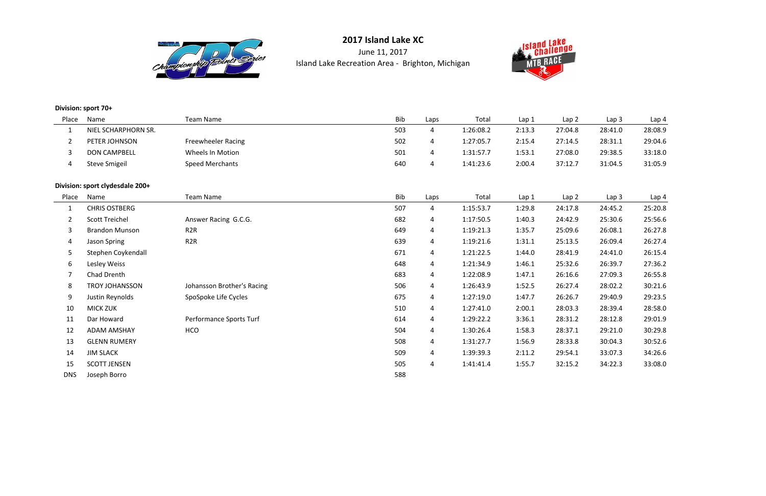# 2017 Island Lake XC

June 11, 2017

Island Lake Recreation Area - Brighton, Michigan

**Division: sport 70+**

| Place | Name | Team Name | Bib | Laps | Total | Lap 1 | Lap 2 | Lap 3 | Lap 4 |
|---|---|---|---|---|---|---|---|---|---|
| 1 | NIEL SCHARPHORN SR. | | 503 | 4 | 1:26:08.2 | 2:13.3 | 27:04.8 | 28:41.0 | 28:08.9 |
| 2 | PETER JOHNSON | Freewheeler Racing | 502 | 4 | 1:27:05.7 | 2:15.4 | 27:14.5 | 28:31.1 | 29:04.6 |
| 3 | DON CAMPBELL | Wheels In Motion | 501 | 4 | 1:31:57.7 | 1:53.1 | 27:08.0 | 29:38.5 | 33:18.0 |
| 4 | Steve Smigeil | Speed Merchants | 640 | 4 | 1:41:23.6 | 2:00.4 | 37:12.7 | 31:04.5 | 31:05.9 |

**Division: sport clydesdale 200+**

| Place | Name | Team Name | Bib | Laps | Total | Lap 1 | Lap 2 | Lap 3 | Lap 4 |
|---|---|---|---|---|---|---|---|---|---|
| 1 | CHRIS OSTBERG | | 507 | 4 | 1:15:53.7 | 1:29.8 | 24:17.8 | 24:45.2 | 25:20.8 |
| 2 | Scott Treichel | Answer Racing G.C.G. | 682 | 4 | 1:17:50.5 | 1:40.3 | 24:42.9 | 25:30.6 | 25:56.6 |
| 3 | Brandon Munson | R2R | 649 | 4 | 1:19:21.3 | 1:35.7 | 25:09.6 | 26:08.1 | 26:27.8 |
| 4 | Jason Spring | R2R | 639 | 4 | 1:19:21.6 | 1:31.1 | 25:13.5 | 26:09.4 | 26:27.4 |
| 5 | Stephen Coykendall | | 671 | 4 | 1:21:22.5 | 1:44.0 | 28:41.9 | 24:41.0 | 26:15.4 |
| 6 | Lesley Weiss | | 648 | 4 | 1:21:34.9 | 1:46.1 | 25:32.6 | 26:39.7 | 27:36.2 |
| 7 | Chad Drenth | | 683 | 4 | 1:22:08.9 | 1:47.1 | 26:16.6 | 27:09.3 | 26:55.8 |
| 8 | TROY JOHANSSON | Johansson Brother's Racing | 506 | 4 | 1:26:43.9 | 1:52.5 | 26:27.4 | 28:02.2 | 30:21.6 |
| 9 | Justin Reynolds | SpoSpoke Life Cycles | 675 | 4 | 1:27:19.0 | 1:47.7 | 26:26.7 | 29:40.9 | 29:23.5 |
| 10 | MICK ZUK | | 510 | 4 | 1:27:41.0 | 2:00.1 | 28:03.3 | 28:39.4 | 28:58.0 |
| 11 | Dar Howard | Performance Sports Turf | 614 | 4 | 1:29:22.2 | 3:36.1 | 28:31.2 | 28:12.8 | 29:01.9 |
| 12 | ADAM AMSHAY | HCO | 504 | 4 | 1:30:26.4 | 1:58.3 | 28:37.1 | 29:21.0 | 30:29.8 |
| 13 | GLENN RUMERY | | 508 | 4 | 1:31:27.7 | 1:56.9 | 28:33.8 | 30:04.3 | 30:52.6 |
| 14 | JIM SLACK | | 509 | 4 | 1:39:39.3 | 2:11.2 | 29:54.1 | 33:07.3 | 34:26.6 |
| 15 | SCOTT JENSEN | | 505 | 4 | 1:41:41.4 | 1:55.7 | 32:15.2 | 34:22.3 | 33:08.0 |
| DNS | Joseph Borro | | 588 | | | | | | |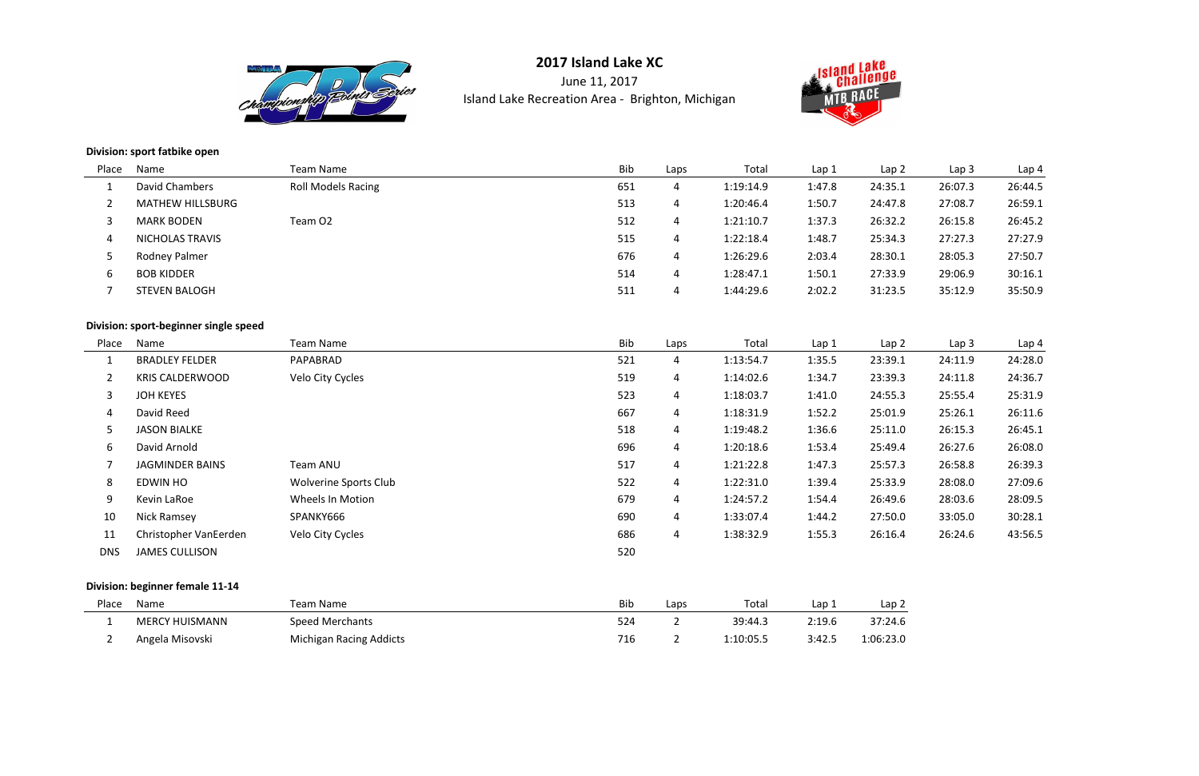# 2017 Island Lake XC

June 11, 2017

Island Lake Recreation Area - Brighton, Michigan

**Division: sport fatbike open**

| Place | Name | Team Name | Bib | Laps | Total | Lap 1 | Lap 2 | Lap 3 | Lap 4 |
|---|---|---|---|---|---|---|---|---|---|
| 1 | David Chambers | Roll Models Racing | 651 | 4 | 1:19:14.9 | 1:47.8 | 24:35.1 | 26:07.3 | 26:44.5 |
| 2 | MATHEW HILLSBURG | | 513 | 4 | 1:20:46.4 | 1:50.7 | 24:47.8 | 27:08.7 | 26:59.1 |
| 3 | MARK BODEN | Team O2 | 512 | 4 | 1:21:10.7 | 1:37.3 | 26:32.2 | 26:15.8 | 26:45.2 |
| 4 | NICHOLAS TRAVIS | | 515 | 4 | 1:22:18.4 | 1:48.7 | 25:34.3 | 27:27.3 | 27:27.9 |
| 5 | Rodney Palmer | | 676 | 4 | 1:26:29.6 | 2:03.4 | 28:30.1 | 28:05.3 | 27:50.7 |
| 6 | BOB KIDDER | | 514 | 4 | 1:28:47.1 | 1:50.1 | 27:33.9 | 29:06.9 | 30:16.1 |
| 7 | STEVEN BALOGH | | 511 | 4 | 1:44:29.6 | 2:02.2 | 31:23.5 | 35:12.9 | 35:50.9 |

**Division: sport-beginner single speed**

| Place | Name | Team Name | Bib | Laps | Total | Lap 1 | Lap 2 | Lap 3 | Lap 4 |
|---|---|---|---|---|---|---|---|---|---|
| 1 | BRADLEY FELDER | PAPABRAD | 521 | 4 | 1:13:54.7 | 1:35.5 | 23:39.1 | 24:11.9 | 24:28.0 |
| 2 | KRIS CALDERWOOD | Velo City Cycles | 519 | 4 | 1:14:02.6 | 1:34.7 | 23:39.3 | 24:11.8 | 24:36.7 |
| 3 | JOH KEYES | | 523 | 4 | 1:18:03.7 | 1:41.0 | 24:55.3 | 25:55.4 | 25:31.9 |
| 4 | David Reed | | 667 | 4 | 1:18:31.9 | 1:52.2 | 25:01.9 | 25:26.1 | 26:11.6 |
| 5 | JASON BIALKE | | 518 | 4 | 1:19:48.2 | 1:36.6 | 25:11.0 | 26:15.3 | 26:45.1 |
| 6 | David Arnold | | 696 | 4 | 1:20:18.6 | 1:53.4 | 25:49.4 | 26:27.6 | 26:08.0 |
| 7 | JAGMINDER BAINS | Team ANU | 517 | 4 | 1:21:22.8 | 1:47.3 | 25:57.3 | 26:58.8 | 26:39.3 |
| 8 | EDWIN HO | Wolverine Sports Club | 522 | 4 | 1:22:31.0 | 1:39.4 | 25:33.9 | 28:08.0 | 27:09.6 |
| 9 | Kevin LaRoe | Wheels In Motion | 679 | 4 | 1:24:57.2 | 1:54.4 | 26:49.6 | 28:03.6 | 28:09.5 |
| 10 | Nick Ramsey | SPANKY666 | 690 | 4 | 1:33:07.4 | 1:44.2 | 27:50.0 | 33:05.0 | 30:28.1 |
| 11 | Christopher VanEerden | Velo City Cycles | 686 | 4 | 1:38:32.9 | 1:55.3 | 26:16.4 | 26:24.6 | 43:56.5 |
| DNS | JAMES CULLISON | | 520 | | | | | | |

**Division: beginner female 11-14**

| Place | Name | Team Name | Bib | Laps | Total | Lap 1 | Lap 2 |
|---|---|---|---|---|---|---|---|
| 1 | MERCY HUISMANN | Speed Merchants | 524 | 2 | 39:44.3 | 2:19.6 | 37:24.6 |
| 2 | Angela Misovski | Michigan Racing Addicts | 716 | 2 | 1:10:05.5 | 3:42.5 | 1:06:23.0 |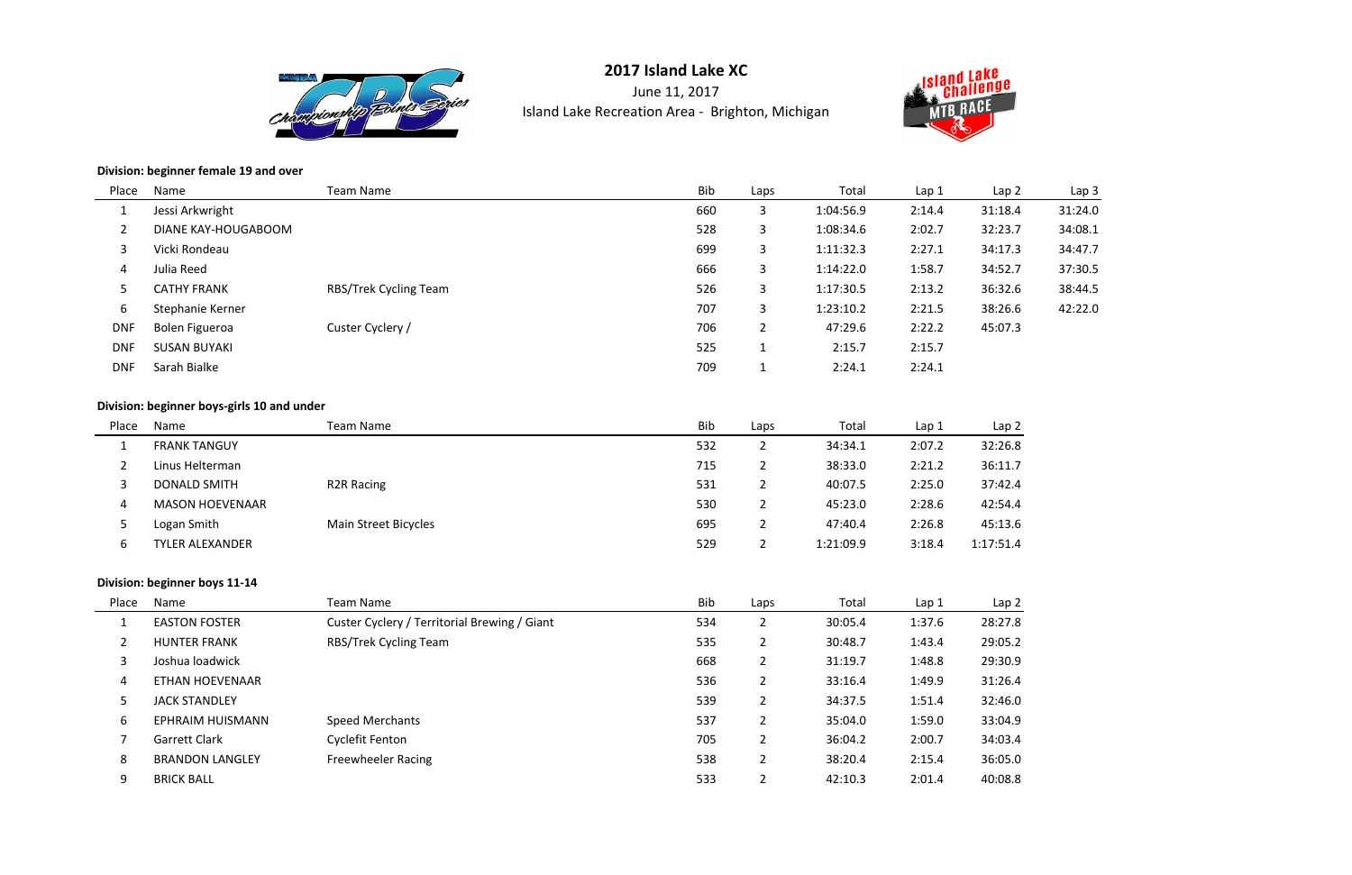# 2017 Island Lake XC

June 11, 2017

Island Lake Recreation Area - Brighton, Michigan

**Division: beginner female 19 and over**

| Place | Name | Team Name | Bib | Laps | Total | Lap 1 | Lap 2 | Lap 3 |
|---|---|---|---|---|---|---|---|---|
| 1 | Jessi Arkwright | | 660 | 3 | 1:04:56.9 | 2:14.4 | 31:18.4 | 31:24.0 |
| 2 | DIANE KAY-HOUGABOOM | | 528 | 3 | 1:08:34.6 | 2:02.7 | 32:23.7 | 34:08.1 |
| 3 | Vicki Rondeau | | 699 | 3 | 1:11:32.3 | 2:27.1 | 34:17.3 | 34:47.7 |
| 4 | Julia Reed | | 666 | 3 | 1:14:22.0 | 1:58.7 | 34:52.7 | 37:30.5 |
| 5 | CATHY FRANK | RBS/Trek Cycling Team | 526 | 3 | 1:17:30.5 | 2:13.2 | 36:32.6 | 38:44.5 |
| 6 | Stephanie Kerner | | 707 | 3 | 1:23:10.2 | 2:21.5 | 38:26.6 | 42:22.0 |
| DNF | Bolen Figueroa | Custer Cyclery / | 706 | 2 | 47:29.6 | 2:22.2 | 45:07.3 | |
| DNF | SUSAN BUYAKI | | 525 | 1 | 2:15.7 | 2:15.7 | | |
| DNF | Sarah Bialke | | 709 | 1 | 2:24.1 | 2:24.1 | | |

**Division: beginner boys-girls 10 and under**

| Place | Name | Team Name | Bib | Laps | Total | Lap 1 | Lap 2 |
|---|---|---|---|---|---|---|---|
| 1 | FRANK TANGUY | | 532 | 2 | 34:34.1 | 2:07.2 | 32:26.8 |
| 2 | Linus Helterman | | 715 | 2 | 38:33.0 | 2:21.2 | 36:11.7 |
| 3 | DONALD SMITH | R2R Racing | 531 | 2 | 40:07.5 | 2:25.0 | 37:42.4 |
| 4 | MASON HOEVENAAR | | 530 | 2 | 45:23.0 | 2:28.6 | 42:54.4 |
| 5 | Logan Smith | Main Street Bicycles | 695 | 2 | 47:40.4 | 2:26.8 | 45:13.6 |
| 6 | TYLER ALEXANDER | | 529 | 2 | 1:21:09.9 | 3:18.4 | 1:17:51.4 |

**Division: beginner boys 11-14**

| Place | Name | Team Name | Bib | Laps | Total | Lap 1 | Lap 2 |
|---|---|---|---|---|---|---|---|
| 1 | EASTON FOSTER | Custer Cyclery / Territorial Brewing / Giant | 534 | 2 | 30:05.4 | 1:37.6 | 28:27.8 |
| 2 | HUNTER FRANK | RBS/Trek Cycling Team | 535 | 2 | 30:48.7 | 1:43.4 | 29:05.2 |
| 3 | Joshua loadwick | | 668 | 2 | 31:19.7 | 1:48.8 | 29:30.9 |
| 4 | ETHAN HOEVENAAR | | 536 | 2 | 33:16.4 | 1:49.9 | 31:26.4 |
| 5 | JACK STANDLEY | | 539 | 2 | 34:37.5 | 1:51.4 | 32:46.0 |
| 6 | EPHRAIM HUISMANN | Speed Merchants | 537 | 2 | 35:04.0 | 1:59.0 | 33:04.9 |
| 7 | Garrett Clark | Cyclefit Fenton | 705 | 2 | 36:04.2 | 2:00.7 | 34:03.4 |
| 8 | BRANDON LANGLEY | Freewheeler Racing | 538 | 2 | 38:20.4 | 2:15.4 | 36:05.0 |
| 9 | BRICK BALL | | 533 | 2 | 42:10.3 | 2:01.4 | 40:08.8 |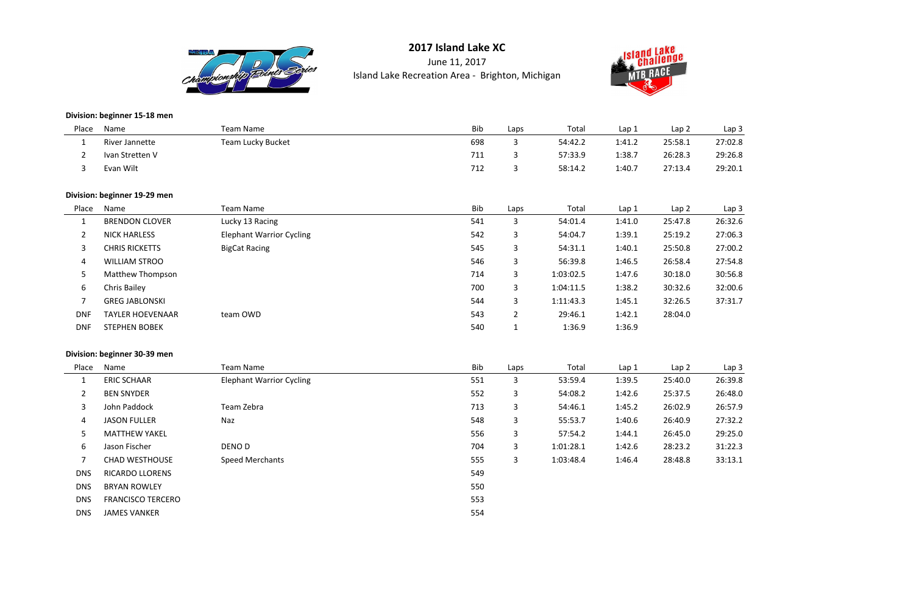# 2017 Island Lake XC

June 11, 2017

Island Lake Recreation Area - Brighton, Michigan

**Division: beginner 15-18 men**

| Place | Name | Team Name | Bib | Laps | Total | Lap 1 | Lap 2 | Lap 3 |
|---|---|---|---|---|---|---|---|---|
| 1 | River Jannette | Team Lucky Bucket | 698 | 3 | 54:42.2 | 1:41.2 | 25:58.1 | 27:02.8 |
| 2 | Ivan Stretten V | | 711 | 3 | 57:33.9 | 1:38.7 | 26:28.3 | 29:26.8 |
| 3 | Evan Wilt | | 712 | 3 | 58:14.2 | 1:40.7 | 27:13.4 | 29:20.1 |

**Division: beginner 19-29 men**

| Place | Name | Team Name | Bib | Laps | Total | Lap 1 | Lap 2 | Lap 3 |
|---|---|---|---|---|---|---|---|---|
| 1 | BRENDON CLOVER | Lucky 13 Racing | 541 | 3 | 54:01.4 | 1:41.0 | 25:47.8 | 26:32.6 |
| 2 | NICK HARLESS | Elephant Warrior Cycling | 542 | 3 | 54:04.7 | 1:39.1 | 25:19.2 | 27:06.3 |
| 3 | CHRIS RICKETTS | BigCat Racing | 545 | 3 | 54:31.1 | 1:40.1 | 25:50.8 | 27:00.2 |
| 4 | WILLIAM STROO | | 546 | 3 | 56:39.8 | 1:46.5 | 26:58.4 | 27:54.8 |
| 5 | Matthew Thompson | | 714 | 3 | 1:03:02.5 | 1:47.6 | 30:18.0 | 30:56.8 |
| 6 | Chris Bailey | | 700 | 3 | 1:04:11.5 | 1:38.2 | 30:32.6 | 32:00.6 |
| 7 | GREG JABLONSKI | | 544 | 3 | 1:11:43.3 | 1:45.1 | 32:26.5 | 37:31.7 |
| DNF | TAYLER HOEVENAAR | team OWD | 543 | 2 | 29:46.1 | 1:42.1 | 28:04.0 | |
| DNF | STEPHEN BOBEK | | 540 | 1 | 1:36.9 | 1:36.9 | | |

**Division: beginner 30-39 men**

| Place | Name | Team Name | Bib | Laps | Total | Lap 1 | Lap 2 | Lap 3 |
|---|---|---|---|---|---|---|---|---|
| 1 | ERIC SCHAAR | Elephant Warrior Cycling | 551 | 3 | 53:59.4 | 1:39.5 | 25:40.0 | 26:39.8 |
| 2 | BEN SNYDER | | 552 | 3 | 54:08.2 | 1:42.6 | 25:37.5 | 26:48.0 |
| 3 | John Paddock | Team Zebra | 713 | 3 | 54:46.1 | 1:45.2 | 26:02.9 | 26:57.9 |
| 4 | JASON FULLER | Naz | 548 | 3 | 55:53.7 | 1:40.6 | 26:40.9 | 27:32.2 |
| 5 | MATTHEW YAKEL | | 556 | 3 | 57:54.2 | 1:44.1 | 26:45.0 | 29:25.0 |
| 6 | Jason Fischer | DENO D | 704 | 3 | 1:01:28.1 | 1:42.6 | 28:23.2 | 31:22.3 |
| 7 | CHAD WESTHOUSE | Speed Merchants | 555 | 3 | 1:03:48.4 | 1:46.4 | 28:48.8 | 33:13.1 |
| DNS | RICARDO LLORENS | | 549 | | | | | |
| DNS | BRYAN ROWLEY | | 550 | | | | | |
| DNS | FRANCISCO TERCERO | | 553 | | | | | |
| DNS | JAMES VANKER | | 554 | | | | | |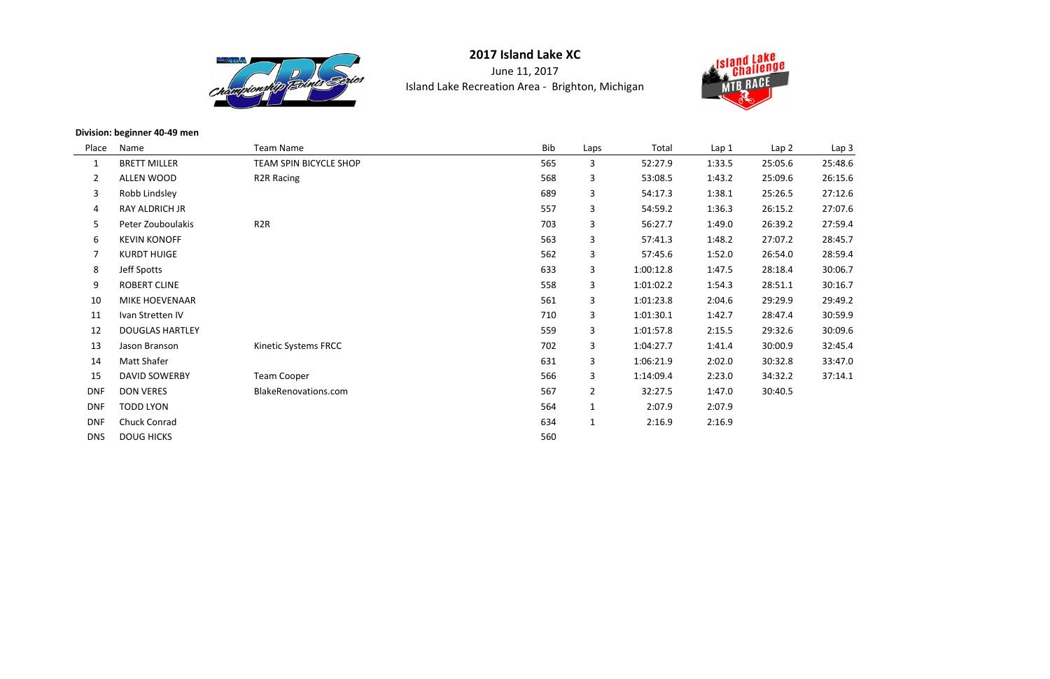# 2017 Island Lake XC

June 11, 2017

Island Lake Recreation Area - Brighton, Michigan

**Division: beginner 40-49 men**

| Place | Name | Team Name | Bib | Laps | Total | Lap 1 | Lap 2 | Lap 3 |
|---|---|---|---|---|---|---|---|---|
| 1 | BRETT MILLER | TEAM SPIN BICYCLE SHOP | 565 | 3 | 52:27.9 | 1:33.5 | 25:05.6 | 25:48.6 |
| 2 | ALLEN WOOD | R2R Racing | 568 | 3 | 53:08.5 | 1:43.2 | 25:09.6 | 26:15.6 |
| 3 | Robb Lindsley | | 689 | 3 | 54:17.3 | 1:38.1 | 25:26.5 | 27:12.6 |
| 4 | RAY ALDRICH JR | | 557 | 3 | 54:59.2 | 1:36.3 | 26:15.2 | 27:07.6 |
| 5 | Peter Zouboulakis | R2R | 703 | 3 | 56:27.7 | 1:49.0 | 26:39.2 | 27:59.4 |
| 6 | KEVIN KONOFF | | 563 | 3 | 57:41.3 | 1:48.2 | 27:07.2 | 28:45.7 |
| 7 | KURDT HUIGE | | 562 | 3 | 57:45.6 | 1:52.0 | 26:54.0 | 28:59.4 |
| 8 | Jeff Spotts | | 633 | 3 | 1:00:12.8 | 1:47.5 | 28:18.4 | 30:06.7 |
| 9 | ROBERT CLINE | | 558 | 3 | 1:01:02.2 | 1:54.3 | 28:51.1 | 30:16.7 |
| 10 | MIKE HOEVENAAR | | 561 | 3 | 1:01:23.8 | 2:04.6 | 29:29.9 | 29:49.2 |
| 11 | Ivan Stretten IV | | 710 | 3 | 1:01:30.1 | 1:42.7 | 28:47.4 | 30:59.9 |
| 12 | DOUGLAS HARTLEY | | 559 | 3 | 1:01:57.8 | 2:15.5 | 29:32.6 | 30:09.6 |
| 13 | Jason Branson | Kinetic Systems FRCC | 702 | 3 | 1:04:27.7 | 1:41.4 | 30:00.9 | 32:45.4 |
| 14 | Matt Shafer | | 631 | 3 | 1:06:21.9 | 2:02.0 | 30:32.8 | 33:47.0 |
| 15 | DAVID SOWERBY | Team Cooper | 566 | 3 | 1:14:09.4 | 2:23.0 | 34:32.2 | 37:14.1 |
| DNF | DON VERES | BlakeRenovations.com | 567 | 2 | 32:27.5 | 1:47.0 | 30:40.5 | |
| DNF | TODD LYON | | 564 | 1 | 2:07.9 | 2:07.9 | | |
| DNF | Chuck Conrad | | 634 | 1 | 2:16.9 | 2:16.9 | | |
| DNS | DOUG HICKS | | 560 | | | | | |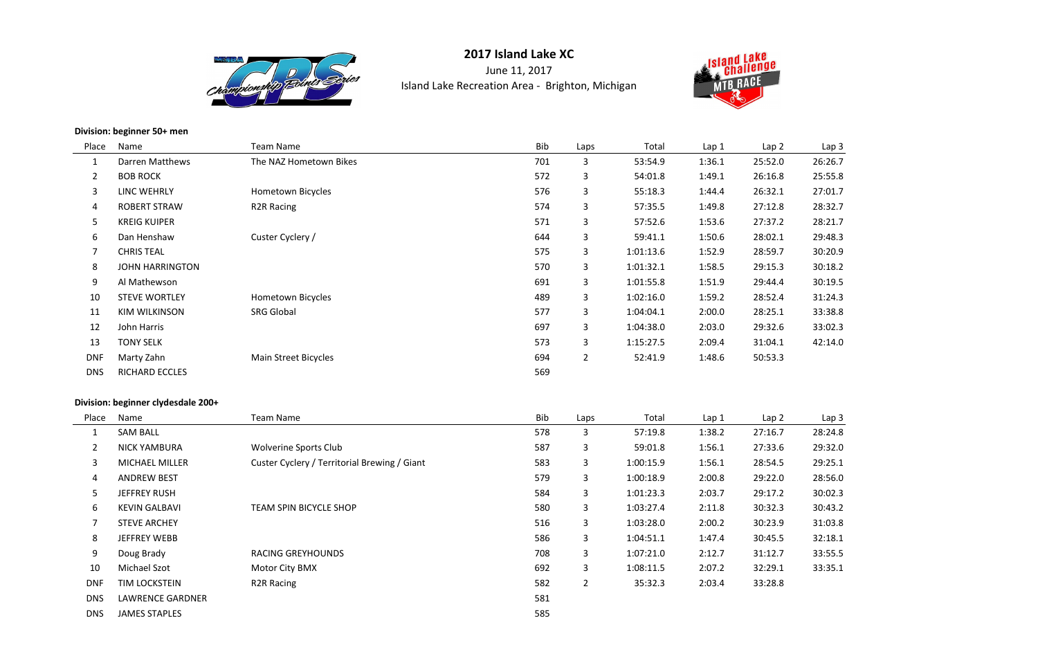# 2017 Island Lake XC

June 11, 2017

Island Lake Recreation Area - Brighton, Michigan

**Division: beginner 50+ men**

| Place | Name | Team Name | Bib | Laps | Total | Lap 1 | Lap 2 | Lap 3 |
|---|---|---|---|---|---|---|---|---|
| 1 | Darren Matthews | The NAZ Hometown Bikes | 701 | 3 | 53:54.9 | 1:36.1 | 25:52.0 | 26:26.7 |
| 2 | BOB ROCK | | 572 | 3 | 54:01.8 | 1:49.1 | 26:16.8 | 25:55.8 |
| 3 | LINC WEHRLY | Hometown Bicycles | 576 | 3 | 55:18.3 | 1:44.4 | 26:32.1 | 27:01.7 |
| 4 | ROBERT STRAW | R2R Racing | 574 | 3 | 57:35.5 | 1:49.8 | 27:12.8 | 28:32.7 |
| 5 | KREIG KUIPER | | 571 | 3 | 57:52.6 | 1:53.6 | 27:37.2 | 28:21.7 |
| 6 | Dan Henshaw | Custer Cyclery / | 644 | 3 | 59:41.1 | 1:50.6 | 28:02.1 | 29:48.3 |
| 7 | CHRIS TEAL | | 575 | 3 | 1:01:13.6 | 1:52.9 | 28:59.7 | 30:20.9 |
| 8 | JOHN HARRINGTON | | 570 | 3 | 1:01:32.1 | 1:58.5 | 29:15.3 | 30:18.2 |
| 9 | Al Mathewson | | 691 | 3 | 1:01:55.8 | 1:51.9 | 29:44.4 | 30:19.5 |
| 10 | STEVE WORTLEY | Hometown Bicycles | 489 | 3 | 1:02:16.0 | 1:59.2 | 28:52.4 | 31:24.3 |
| 11 | KIM WILKINSON | SRG Global | 577 | 3 | 1:04:04.1 | 2:00.0 | 28:25.1 | 33:38.8 |
| 12 | John Harris | | 697 | 3 | 1:04:38.0 | 2:03.0 | 29:32.6 | 33:02.3 |
| 13 | TONY SELK | | 573 | 3 | 1:15:27.5 | 2:09.4 | 31:04.1 | 42:14.0 |
| DNF | Marty Zahn | Main Street Bicycles | 694 | 2 | 52:41.9 | 1:48.6 | 50:53.3 | |
| DNS | RICHARD ECCLES | | 569 | | | | | |

**Division: beginner clydesdale 200+**

| Place | Name | Team Name | Bib | Laps | Total | Lap 1 | Lap 2 | Lap 3 |
|---|---|---|---|---|---|---|---|---|
| 1 | SAM BALL | | 578 | 3 | 57:19.8 | 1:38.2 | 27:16.7 | 28:24.8 |
| 2 | NICK YAMBURA | Wolverine Sports Club | 587 | 3 | 59:01.8 | 1:56.1 | 27:33.6 | 29:32.0 |
| 3 | MICHAEL MILLER | Custer Cyclery / Territorial Brewing / Giant | 583 | 3 | 1:00:15.9 | 1:56.1 | 28:54.5 | 29:25.1 |
| 4 | ANDREW BEST | | 579 | 3 | 1:00:18.9 | 2:00.8 | 29:22.0 | 28:56.0 |
| 5 | JEFFREY RUSH | | 584 | 3 | 1:01:23.3 | 2:03.7 | 29:17.2 | 30:02.3 |
| 6 | KEVIN GALBAVI | TEAM SPIN BICYCLE SHOP | 580 | 3 | 1:03:27.4 | 2:11.8 | 30:32.3 | 30:43.2 |
| 7 | STEVE ARCHEY | | 516 | 3 | 1:03:28.0 | 2:00.2 | 30:23.9 | 31:03.8 |
| 8 | JEFFREY WEBB | | 586 | 3 | 1:04:51.1 | 1:47.4 | 30:45.5 | 32:18.1 |
| 9 | Doug Brady | RACING GREYHOUNDS | 708 | 3 | 1:07:21.0 | 2:12.7 | 31:12.7 | 33:55.5 |
| 10 | Michael Szot | Motor City BMX | 692 | 3 | 1:08:11.5 | 2:07.2 | 32:29.1 | 33:35.1 |
| DNF | TIM LOCKSTEIN | R2R Racing | 582 | 2 | 35:32.3 | 2:03.4 | 33:28.8 | |
| DNS | LAWRENCE GARDNER | | 581 | | | | | |
| DNS | JAMES STAPLES | | 585 | | | | | |